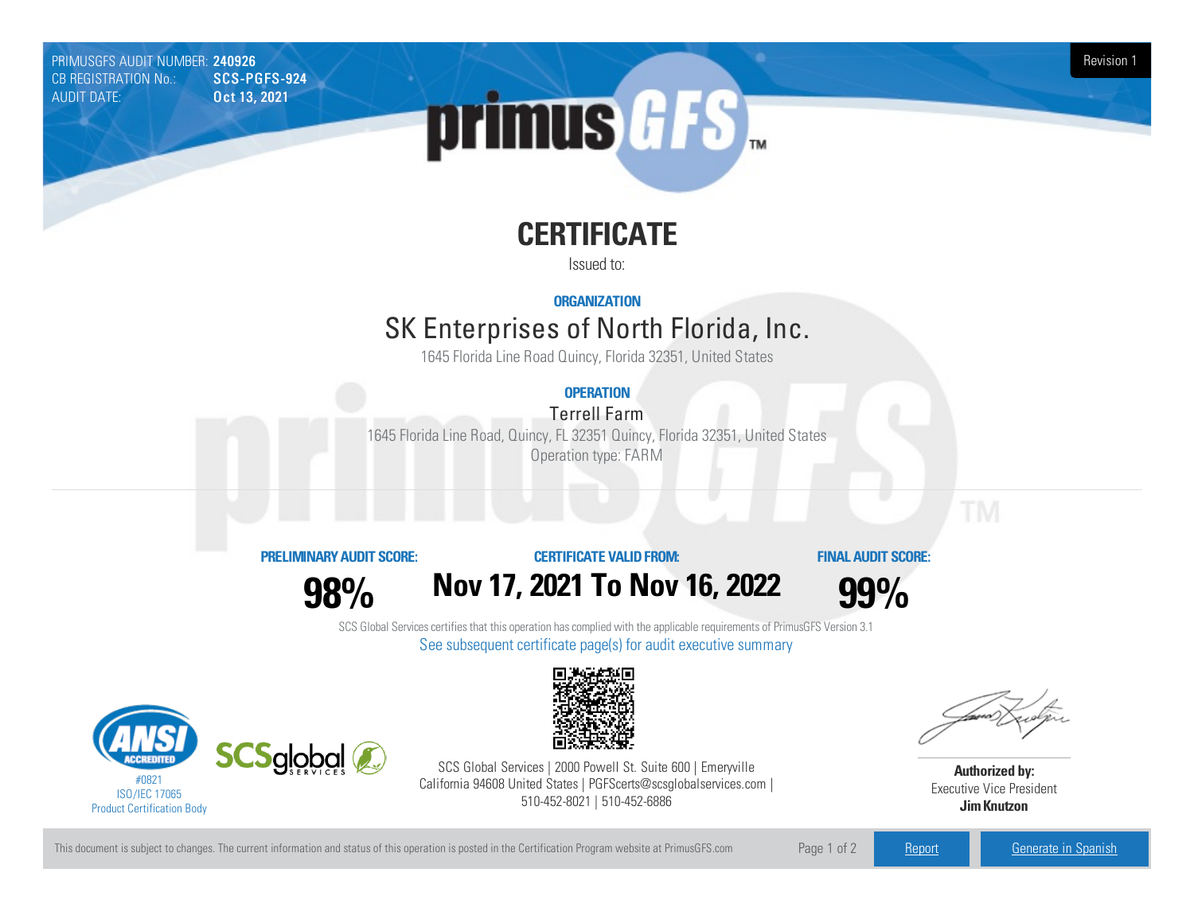PRIMUSGFS AUDIT NUMBER: **240926**
CB REGISTRATION No.: **SCS-PGFS-924**
AUDIT DATE: **Oct 13, 2021**

Revision 1

# CERTIFICATE

Issued to:

**ORGANIZATION**

## SK Enterprises of North Florida, Inc.

1645 Florida Line Road Quincy, Florida 32351, United States

**OPERATION**

### Terrell Farm

1645 Florida Line Road, Quincy, FL 32351 Quincy, Florida 32351, United States

Operation type: FARM

| PRELIMINARY AUDIT SCORE: | CERTIFICATE VALID FROM: | FINAL AUDIT SCORE: |
| --- | --- | --- |
| **98%** | **Nov 17, 2021 To Nov 16, 2022** | **99%** |

SCS Global Services certifies that this operation has complied with the applicable requirements of PrimusGFS Version 3.1

See subsequent certificate page(s) for audit executive summary

#0821
ISO/IEC 17065
Product Certification Body

SCS Global Services | 2000 Powell St. Suite 600 | Emeryville California 94608 United States | PGFScerts@scsglobalservices.com | 510-452-8021 | 510-452-6886

**Authorized by:**
Executive Vice President
**Jim Knutzon**

This document is subject to changes. The current information and status of this operation is posted in the Certification Program website at PrimusGFS.com

Report | Generate in Spanish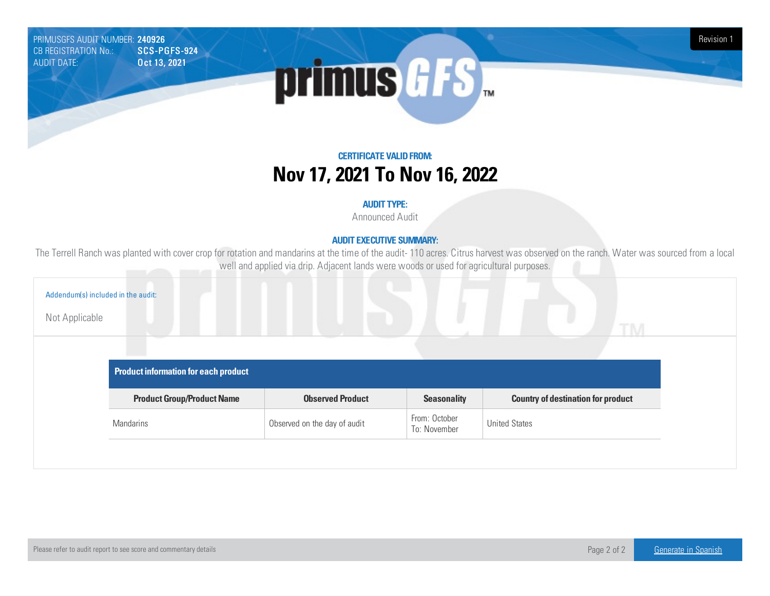PRIMUSGFS AUDIT NUMBER: **240926**
CB REGISTRATION No.: **SCS-PGFS-924**
AUDIT DATE: **Oct 13, 2021**

Revision 1

**CERTIFICATE VALID FROM:**

# Nov 17, 2021 To Nov 16, 2022

**AUDIT TYPE:**

Announced Audit

**AUDIT EXECUTIVE SUMMARY:**

The Terrell Ranch was planted with cover crop for rotation and mandarins at the time of the audit- 110 acres. Citrus harvest was observed on the ranch. Water was sourced from a local well and applied via drip. Adjacent lands were woods or used for agricultural purposes.

Addendum(s) included in the audit:

Not Applicable

**Product information for each product**

| Product Group/Product Name | Observed Product | Seasonality | Country of destination for product |
|---|---|---|---|
| Mandarins | Observed on the day of audit | From: October To: November | United States |

Please refer to audit report to see score and commentary details

Generate in Spanish